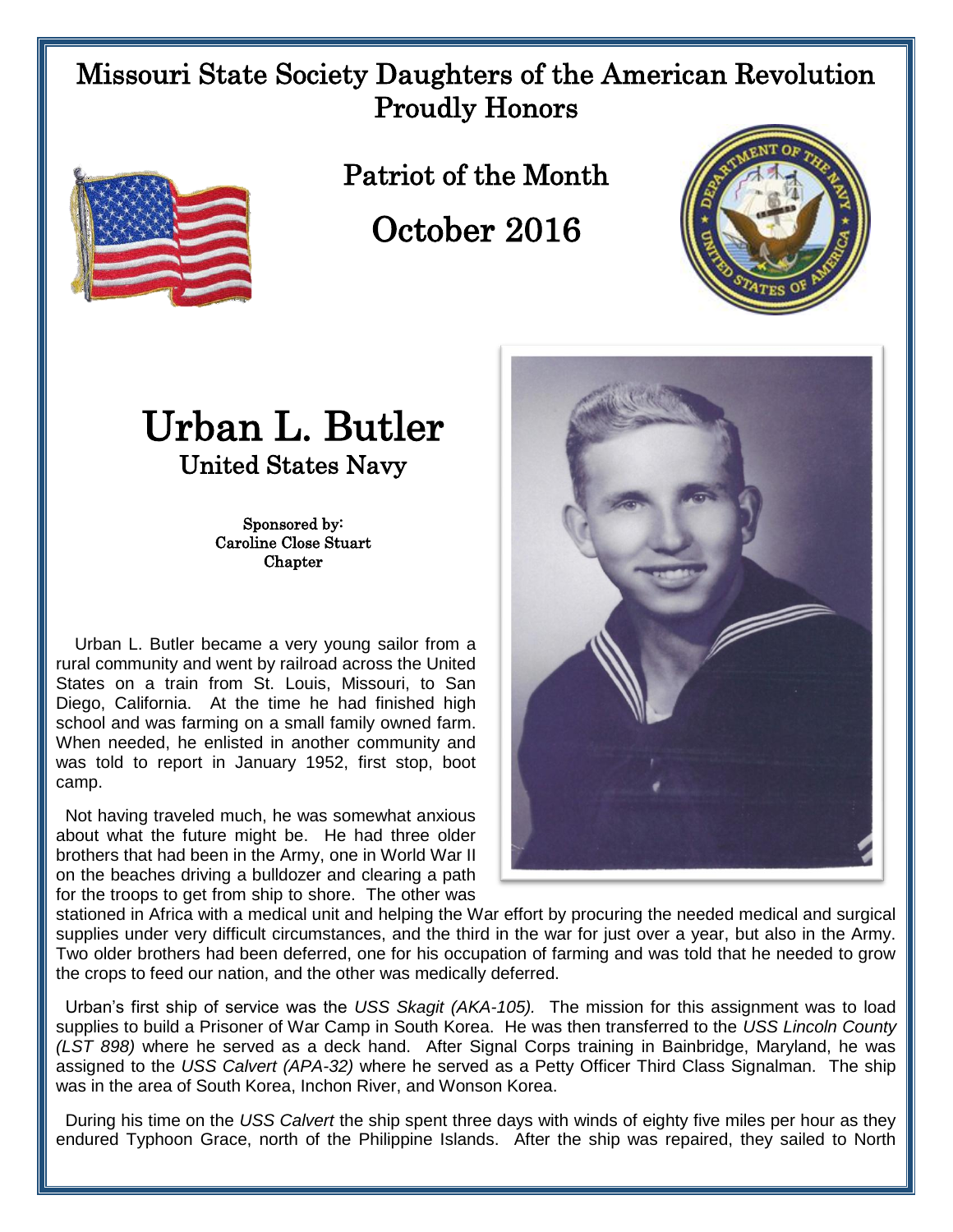# Missouri State Society Daughters of the American Revolution Proudly Honors

## Patriot of the Month

## October 2016

# Urban L. Butler

## United States Navy

Sponsored by:
Caroline Close Stuart
Chapter

Urban L. Butler became a very young sailor from a rural community and went by railroad across the United States on a train from St. Louis, Missouri, to San Diego, California. At the time he had finished high school and was farming on a small family owned farm. When needed, he enlisted in another community and was told to report in January 1952, first stop, boot camp.

Not having traveled much, he was somewhat anxious about what the future might be. He had three older brothers that had been in the Army, one in World War II on the beaches driving a bulldozer and clearing a path for the troops to get from ship to shore. The other was stationed in Africa with a medical unit and helping the War effort by procuring the needed medical and surgical supplies under very difficult circumstances, and the third in the war for just over a year, but also in the Army. Two older brothers had been deferred, one for his occupation of farming and was told that he needed to grow the crops to feed our nation, and the other was medically deferred.

Urban's first ship of service was the *USS Skagit (AKA-105).* The mission for this assignment was to load supplies to build a Prisoner of War Camp in South Korea. He was then transferred to the *USS Lincoln County (LST 898)* where he served as a deck hand. After Signal Corps training in Bainbridge, Maryland, he was assigned to the *USS Calvert (APA-32)* where he served as a Petty Officer Third Class Signalman. The ship was in the area of South Korea, Inchon River, and Wonson Korea.

During his time on the *USS Calvert* the ship spent three days with winds of eighty five miles per hour as they endured Typhoon Grace, north of the Philippine Islands. After the ship was repaired, they sailed to North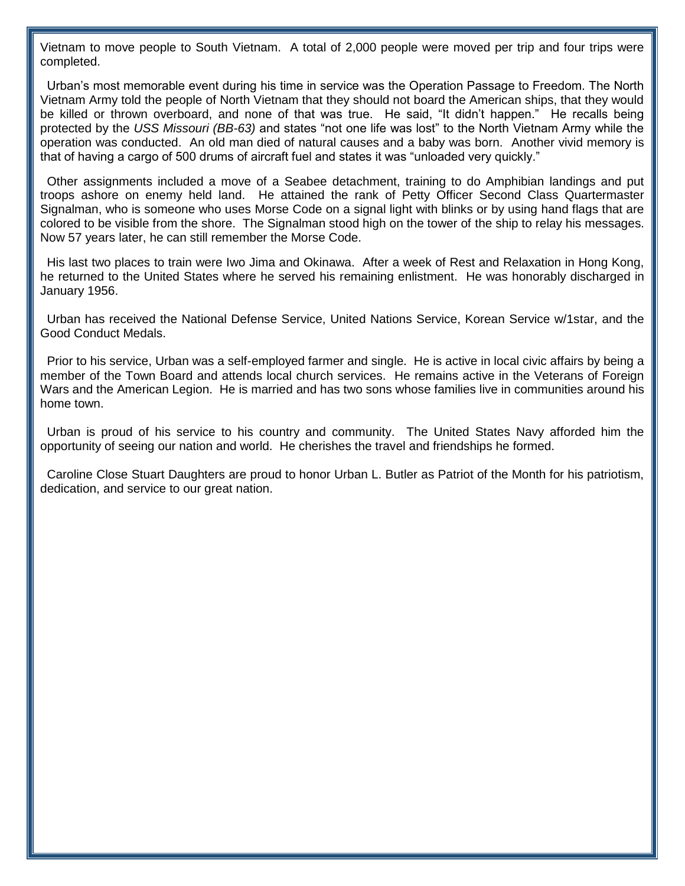Vietnam to move people to South Vietnam. A total of 2,000 people were moved per trip and four trips were completed.

Urban's most memorable event during his time in service was the Operation Passage to Freedom. The North Vietnam Army told the people of North Vietnam that they should not board the American ships, that they would be killed or thrown overboard, and none of that was true. He said, "It didn't happen." He recalls being protected by the *USS Missouri (BB-63)* and states "not one life was lost" to the North Vietnam Army while the operation was conducted. An old man died of natural causes and a baby was born. Another vivid memory is that of having a cargo of 500 drums of aircraft fuel and states it was "unloaded very quickly."

Other assignments included a move of a Seabee detachment, training to do Amphibian landings and put troops ashore on enemy held land. He attained the rank of Petty Officer Second Class Quartermaster Signalman, who is someone who uses Morse Code on a signal light with blinks or by using hand flags that are colored to be visible from the shore. The Signalman stood high on the tower of the ship to relay his messages. Now 57 years later, he can still remember the Morse Code.

His last two places to train were Iwo Jima and Okinawa. After a week of Rest and Relaxation in Hong Kong, he returned to the United States where he served his remaining enlistment. He was honorably discharged in January 1956.

Urban has received the National Defense Service, United Nations Service, Korean Service w/1star, and the Good Conduct Medals.

Prior to his service, Urban was a self-employed farmer and single. He is active in local civic affairs by being a member of the Town Board and attends local church services. He remains active in the Veterans of Foreign Wars and the American Legion. He is married and has two sons whose families live in communities around his home town.

Urban is proud of his service to his country and community. The United States Navy afforded him the opportunity of seeing our nation and world. He cherishes the travel and friendships he formed.

Caroline Close Stuart Daughters are proud to honor Urban L. Butler as Patriot of the Month for his patriotism, dedication, and service to our great nation.